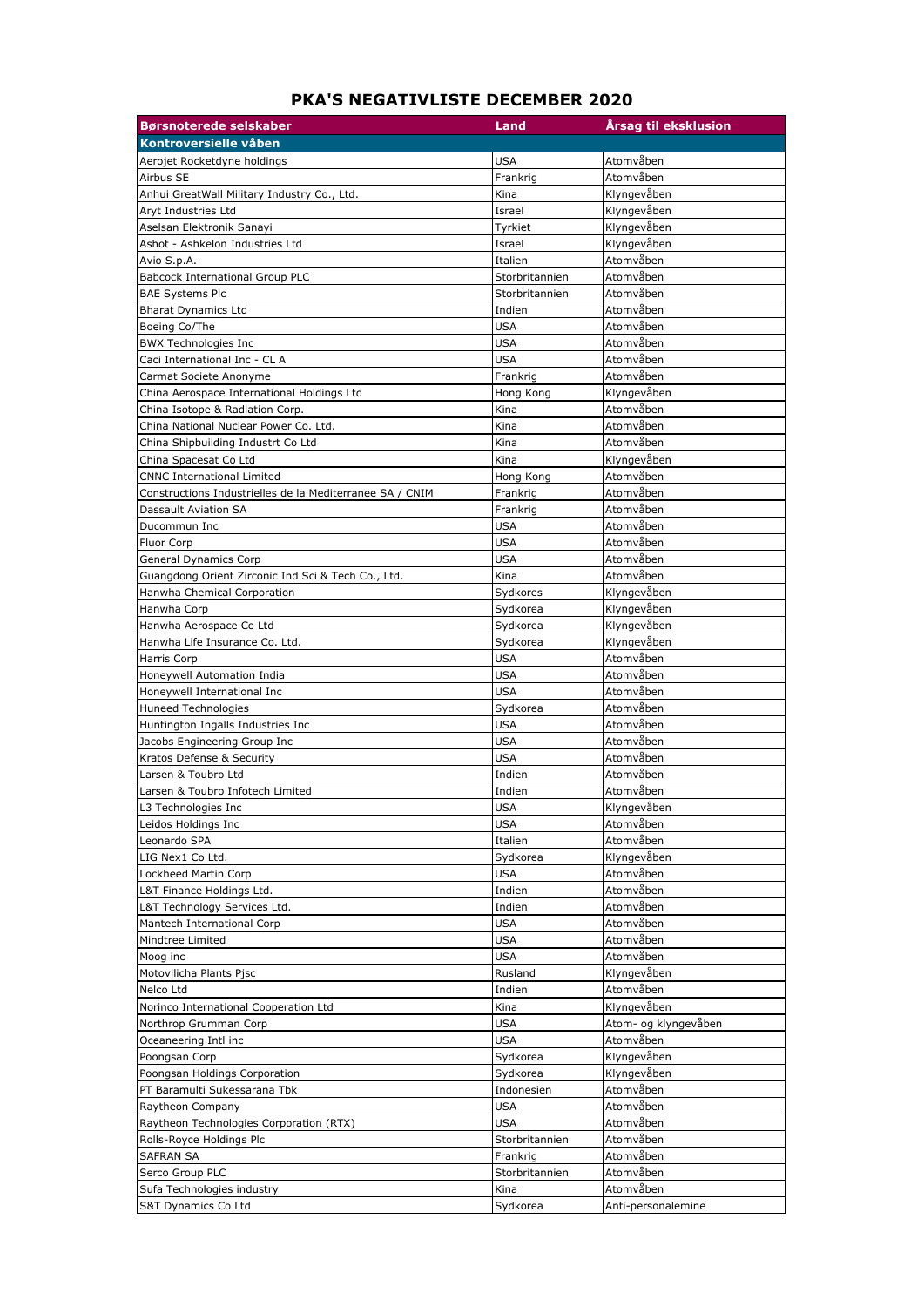# PKA'S NEGATIVLISTE DECEMBER 2020

| Børsnoterede selskaber | Land | Årsag til eksklusion |
|---|---|---|
| **Kontroversielle våben** | | |
| Aerojet Rocketdyne holdings | USA | Atomvåben |
| Airbus SE | Frankrig | Atomvåben |
| Anhui GreatWall Military Industry Co., Ltd. | Kina | Klyngevåben |
| Aryt Industries Ltd | Israel | Klyngevåben |
| Aselsan Elektronik Sanayi | Tyrkiet | Klyngevåben |
| Ashot - Ashkelon Industries Ltd | Israel | Klyngevåben |
| Avio S.p.A. | Italien | Atomvåben |
| Babcock International Group PLC | Storbritannien | Atomvåben |
| BAE Systems Plc | Storbritannien | Atomvåben |
| Bharat Dynamics Ltd | Indien | Atomvåben |
| Boeing Co/The | USA | Atomvåben |
| BWX Technologies Inc | USA | Atomvåben |
| Caci International Inc - CL A | USA | Atomvåben |
| Carmat Societe Anonyme | Frankrig | Atomvåben |
| China Aerospace International Holdings Ltd | Hong Kong | Klyngevåben |
| China Isotope & Radiation Corp. | Kina | Atomvåben |
| China National Nuclear Power Co. Ltd. | Kina | Atomvåben |
| China Shipbuilding Industrt Co Ltd | Kina | Atomvåben |
| China Spacesat Co Ltd | Kina | Klyngevåben |
| CNNC International Limited | Hong Kong | Atomvåben |
| Constructions Industrielles de la Mediterranee SA / CNIM | Frankrig | Atomvåben |
| Dassault Aviation SA | Frankrig | Atomvåben |
| Ducommun Inc | USA | Atomvåben |
| Fluor Corp | USA | Atomvåben |
| General Dynamics Corp | USA | Atomvåben |
| Guangdong Orient Zirconic Ind Sci & Tech Co., Ltd. | Kina | Atomvåben |
| Hanwha Chemical Corporation | Sydkores | Klyngevåben |
| Hanwha Corp | Sydkorea | Klyngevåben |
| Hanwha Aerospace Co Ltd | Sydkorea | Klyngevåben |
| Hanwha Life Insurance Co. Ltd. | Sydkorea | Klyngevåben |
| Harris Corp | USA | Atomvåben |
| Honeywell Automation India | USA | Atomvåben |
| Honeywell International Inc | USA | Atomvåben |
| Huneed Technologies | Sydkorea | Atomvåben |
| Huntington Ingalls Industries Inc | USA | Atomvåben |
| Jacobs Engineering Group Inc | USA | Atomvåben |
| Kratos Defense & Security | USA | Atomvåben |
| Larsen & Toubro Ltd | Indien | Atomvåben |
| Larsen & Toubro Infotech Limited | Indien | Atomvåben |
| L3 Technologies Inc | USA | Klyngevåben |
| Leidos Holdings Inc | USA | Atomvåben |
| Leonardo SPA | Italien | Atomvåben |
| LIG Nex1 Co Ltd. | Sydkorea | Klyngevåben |
| Lockheed Martin Corp | USA | Atomvåben |
| L&T Finance Holdings Ltd. | Indien | Atomvåben |
| L&T Technology Services Ltd. | Indien | Atomvåben |
| Mantech International Corp | USA | Atomvåben |
| Mindtree Limited | USA | Atomvåben |
| Moog inc | USA | Atomvåben |
| Motovilicha Plants Pjsc | Rusland | Klyngevåben |
| Nelco Ltd | Indien | Atomvåben |
| Norinco International Cooperation Ltd | Kina | Klyngevåben |
| Northrop Grumman Corp | USA | Atom- og klyngevåben |
| Oceaneering Intl inc | USA | Atomvåben |
| Poongsan Corp | Sydkorea | Klyngevåben |
| Poongsan Holdings Corporation | Sydkorea | Klyngevåben |
| PT Baramulti Sukessarana Tbk | Indonesien | Atomvåben |
| Raytheon Company | USA | Atomvåben |
| Raytheon Technologies Corporation (RTX) | USA | Atomvåben |
| Rolls-Royce Holdings Plc | Storbritannien | Atomvåben |
| SAFRAN SA | Frankrig | Atomvåben |
| Serco Group PLC | Storbritannien | Atomvåben |
| Sufa Technologies industry | Kina | Atomvåben |
| S&T Dynamics Co Ltd | Sydkorea | Anti-personalemine |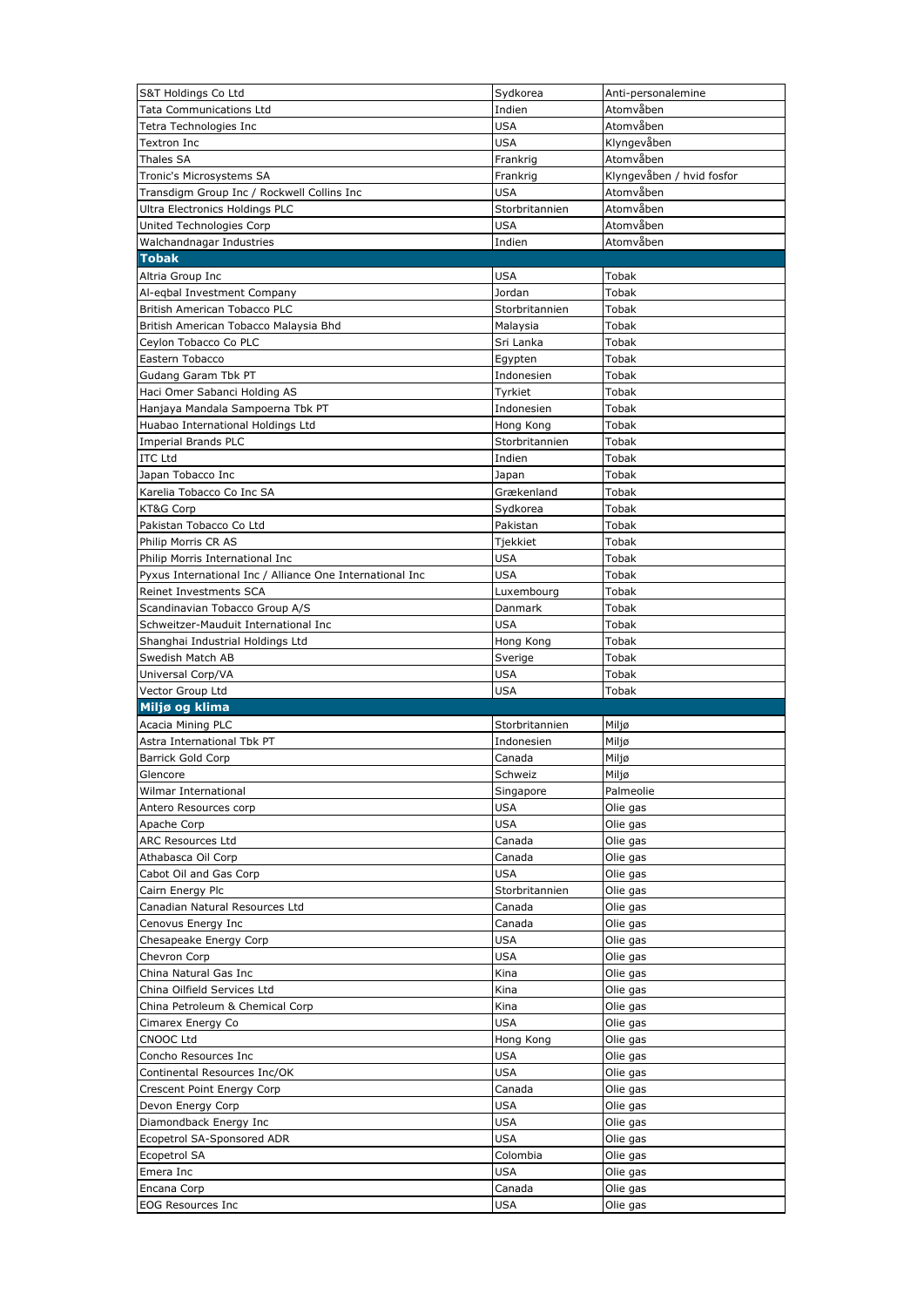| | | |
|---|---|---|
| S&T Holdings Co Ltd | Sydkorea | Anti-personalemine |
| Tata Communications Ltd | Indien | Atomvåben |
| Tetra Technologies Inc | USA | Atomvåben |
| Textron Inc | USA | Klyngevåben |
| Thales SA | Frankrig | Atomvåben |
| Tronic's Microsystems SA | Frankrig | Klyngevåben / hvid fosfor |
| Transdigm Group Inc / Rockwell Collins Inc | USA | Atomvåben |
| Ultra Electronics Holdings PLC | Storbritannien | Atomvåben |
| United Technologies Corp | USA | Atomvåben |
| Walchandnagar Industries | Indien | Atomvåben |
| **Tobak** | | |
| Altria Group Inc | USA | Tobak |
| Al-eqbal Investment Company | Jordan | Tobak |
| British American Tobacco PLC | Storbritannien | Tobak |
| British American Tobacco Malaysia Bhd | Malaysia | Tobak |
| Ceylon Tobacco Co PLC | Sri Lanka | Tobak |
| Eastern Tobacco | Egypten | Tobak |
| Gudang Garam Tbk PT | Indonesien | Tobak |
| Haci Omer Sabanci Holding AS | Tyrkiet | Tobak |
| Hanjaya Mandala Sampoerna Tbk PT | Indonesien | Tobak |
| Huabao International Holdings Ltd | Hong Kong | Tobak |
| Imperial Brands PLC | Storbritannien | Tobak |
| ITC Ltd | Indien | Tobak |
| Japan Tobacco Inc | Japan | Tobak |
| Karelia Tobacco Co Inc SA | Grækenland | Tobak |
| KT&G Corp | Sydkorea | Tobak |
| Pakistan Tobacco Co Ltd | Pakistan | Tobak |
| Philip Morris CR AS | Tjekkiet | Tobak |
| Philip Morris International Inc | USA | Tobak |
| Pyxus International Inc / Alliance One International Inc | USA | Tobak |
| Reinet Investments SCA | Luxembourg | Tobak |
| Scandinavian Tobacco Group A/S | Danmark | Tobak |
| Schweitzer-Mauduit International Inc | USA | Tobak |
| Shanghai Industrial Holdings Ltd | Hong Kong | Tobak |
| Swedish Match AB | Sverige | Tobak |
| Universal Corp/VA | USA | Tobak |
| Vector Group Ltd | USA | Tobak |
| **Miljø og klima** | | |
| Acacia Mining PLC | Storbritannien | Miljø |
| Astra International Tbk PT | Indonesien | Miljø |
| Barrick Gold Corp | Canada | Miljø |
| Glencore | Schweiz | Miljø |
| Wilmar International | Singapore | Palmeolie |
| Antero Resources corp | USA | Olie gas |
| Apache Corp | USA | Olie gas |
| ARC Resources Ltd | Canada | Olie gas |
| Athabasca Oil Corp | Canada | Olie gas |
| Cabot Oil and Gas Corp | USA | Olie gas |
| Cairn Energy Plc | Storbritannien | Olie gas |
| Canadian Natural Resources Ltd | Canada | Olie gas |
| Cenovus Energy Inc | Canada | Olie gas |
| Chesapeake Energy Corp | USA | Olie gas |
| Chevron Corp | USA | Olie gas |
| China Natural Gas Inc | Kina | Olie gas |
| China Oilfield Services Ltd | Kina | Olie gas |
| China Petroleum & Chemical Corp | Kina | Olie gas |
| Cimarex Energy Co | USA | Olie gas |
| CNOOC Ltd | Hong Kong | Olie gas |
| Concho Resources Inc | USA | Olie gas |
| Continental Resources Inc/OK | USA | Olie gas |
| Crescent Point Energy Corp | Canada | Olie gas |
| Devon Energy Corp | USA | Olie gas |
| Diamondback Energy Inc | USA | Olie gas |
| Ecopetrol SA-Sponsored ADR | USA | Olie gas |
| Ecopetrol SA | Colombia | Olie gas |
| Emera Inc | USA | Olie gas |
| Encana Corp | Canada | Olie gas |
| EOG Resources Inc | USA | Olie gas |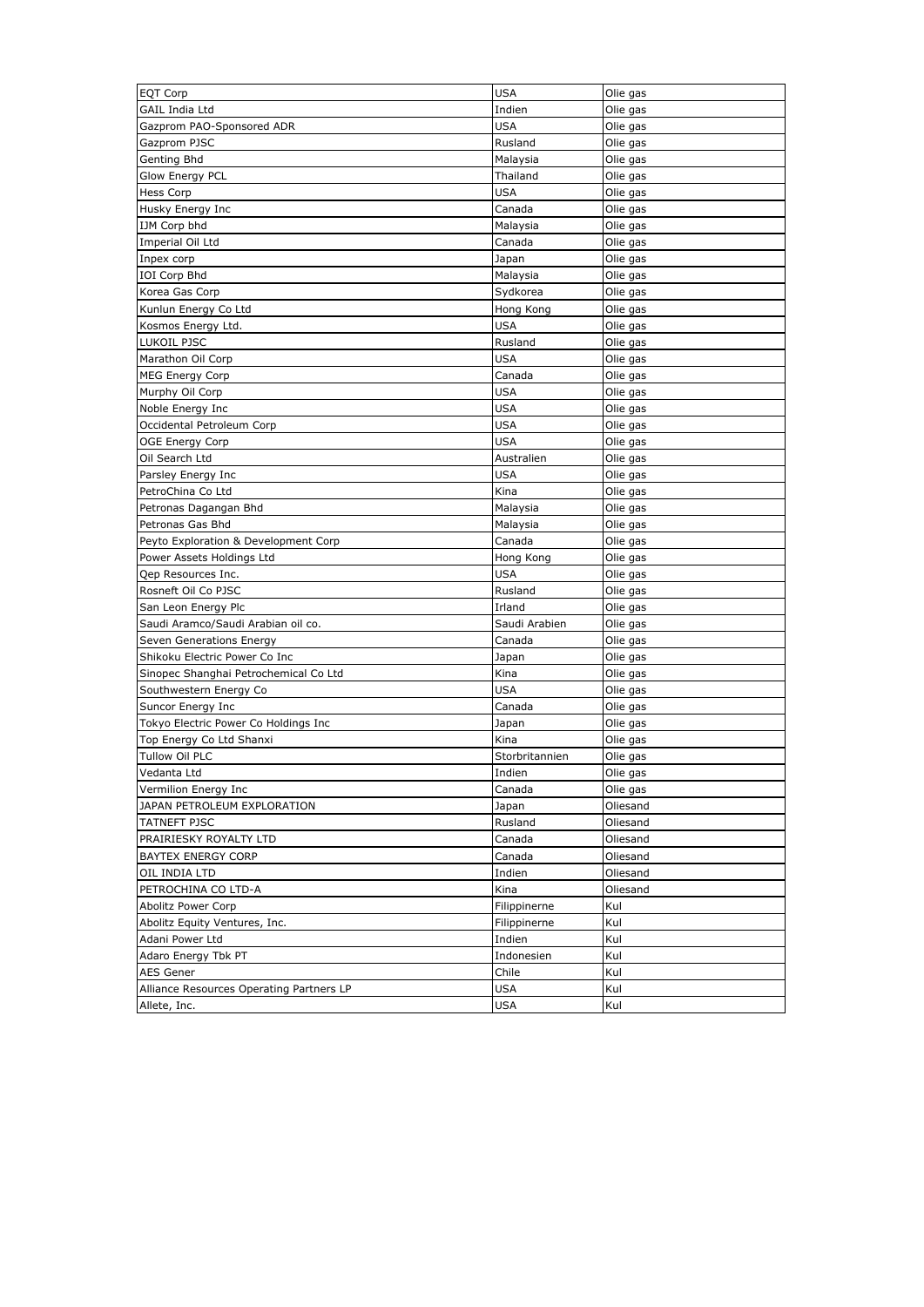| EQT Corp | USA | Olie gas |
|---|---|---|
| GAIL India Ltd | Indien | Olie gas |
| Gazprom PAO-Sponsored ADR | USA | Olie gas |
| Gazprom PJSC | Rusland | Olie gas |
| Genting Bhd | Malaysia | Olie gas |
| Glow Energy PCL | Thailand | Olie gas |
| Hess Corp | USA | Olie gas |
| Husky Energy Inc | Canada | Olie gas |
| IJM Corp bhd | Malaysia | Olie gas |
| Imperial Oil Ltd | Canada | Olie gas |
| Inpex corp | Japan | Olie gas |
| IOI Corp Bhd | Malaysia | Olie gas |
| Korea Gas Corp | Sydkorea | Olie gas |
| Kunlun Energy Co Ltd | Hong Kong | Olie gas |
| Kosmos Energy Ltd. | USA | Olie gas |
| LUKOIL PJSC | Rusland | Olie gas |
| Marathon Oil Corp | USA | Olie gas |
| MEG Energy Corp | Canada | Olie gas |
| Murphy Oil Corp | USA | Olie gas |
| Noble Energy Inc | USA | Olie gas |
| Occidental Petroleum Corp | USA | Olie gas |
| OGE Energy Corp | USA | Olie gas |
| Oil Search Ltd | Australien | Olie gas |
| Parsley Energy Inc | USA | Olie gas |
| PetroChina Co Ltd | Kina | Olie gas |
| Petronas Dagangan Bhd | Malaysia | Olie gas |
| Petronas Gas Bhd | Malaysia | Olie gas |
| Peyto Exploration & Development Corp | Canada | Olie gas |
| Power Assets Holdings Ltd | Hong Kong | Olie gas |
| Qep Resources Inc. | USA | Olie gas |
| Rosneft Oil Co PJSC | Rusland | Olie gas |
| San Leon Energy Plc | Irland | Olie gas |
| Saudi Aramco/Saudi Arabian oil co. | Saudi Arabien | Olie gas |
| Seven Generations Energy | Canada | Olie gas |
| Shikoku Electric Power Co Inc | Japan | Olie gas |
| Sinopec Shanghai Petrochemical Co Ltd | Kina | Olie gas |
| Southwestern Energy Co | USA | Olie gas |
| Suncor Energy Inc | Canada | Olie gas |
| Tokyo Electric Power Co Holdings Inc | Japan | Olie gas |
| Top Energy Co Ltd Shanxi | Kina | Olie gas |
| Tullow Oil PLC | Storbritannien | Olie gas |
| Vedanta Ltd | Indien | Olie gas |
| Vermilion Energy Inc | Canada | Olie gas |
| JAPAN PETROLEUM EXPLORATION | Japan | Oliesand |
| TATNEFT PJSC | Rusland | Oliesand |
| PRAIRIESKY ROYALTY LTD | Canada | Oliesand |
| BAYTEX ENERGY CORP | Canada | Oliesand |
| OIL INDIA LTD | Indien | Oliesand |
| PETROCHINA CO LTD-A | Kina | Oliesand |
| Abolitz Power Corp | Filippinerne | Kul |
| Abolitz Equity Ventures, Inc. | Filippinerne | Kul |
| Adani Power Ltd | Indien | Kul |
| Adaro Energy Tbk PT | Indonesien | Kul |
| AES Gener | Chile | Kul |
| Alliance Resources Operating Partners LP | USA | Kul |
| Allete, Inc. | USA | Kul |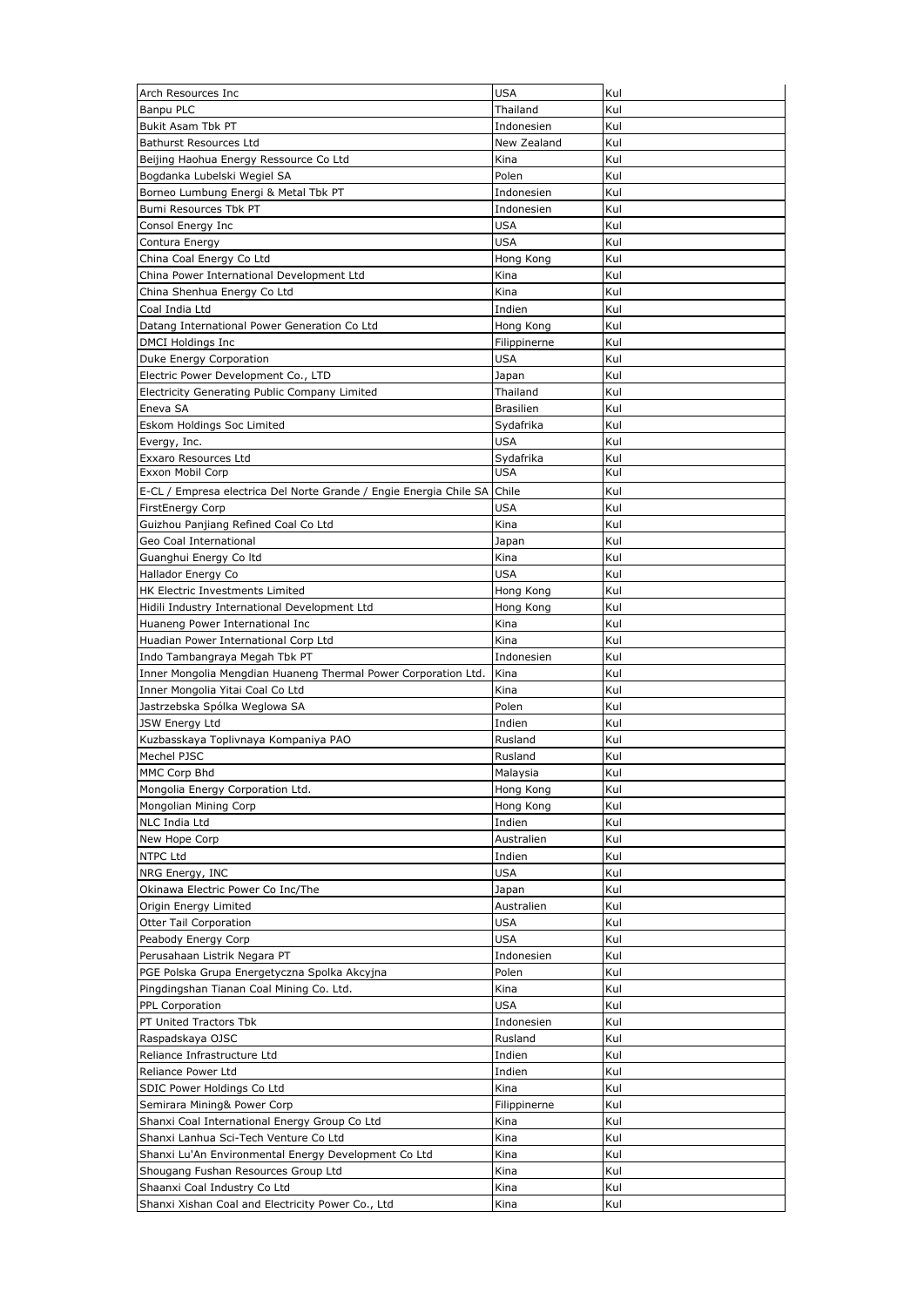| | | |
|---|---|---|
| Arch Resources Inc | USA | Kul |
| Banpu PLC | Thailand | Kul |
| Bukit Asam Tbk PT | Indonesien | Kul |
| Bathurst Resources Ltd | New Zealand | Kul |
| Beijing Haohua Energy Ressource Co Ltd | Kina | Kul |
| Bogdanka Lubelski Wegiel SA | Polen | Kul |
| Borneo Lumbung Energi & Metal Tbk PT | Indonesien | Kul |
| Bumi Resources Tbk PT | Indonesien | Kul |
| Consol Energy Inc | USA | Kul |
| Contura Energy | USA | Kul |
| China Coal Energy Co Ltd | Hong Kong | Kul |
| China Power International Development Ltd | Kina | Kul |
| China Shenhua Energy Co Ltd | Kina | Kul |
| Coal India Ltd | Indien | Kul |
| Datang International Power Generation Co Ltd | Hong Kong | Kul |
| DMCI Holdings Inc | Filippinerne | Kul |
| Duke Energy Corporation | USA | Kul |
| Electric Power Development Co., LTD | Japan | Kul |
| Electricity Generating Public Company Limited | Thailand | Kul |
| Eneva SA | Brasilien | Kul |
| Eskom Holdings Soc Limited | Sydafrika | Kul |
| Evergy, Inc. | USA | Kul |
| Exxaro Resources Ltd | Sydafrika | Kul |
| Exxon Mobil Corp | USA | Kul |
| E-CL / Empresa electrica Del Norte Grande / Engie Energia Chile SA | Chile | Kul |
| FirstEnergy Corp | USA | Kul |
| Guizhou Panjiang Refined Coal Co Ltd | Kina | Kul |
| Geo Coal International | Japan | Kul |
| Guanghui Energy Co ltd | Kina | Kul |
| Hallador Energy Co | USA | Kul |
| HK Electric Investments Limited | Hong Kong | Kul |
| Hidili Industry International Development Ltd | Hong Kong | Kul |
| Huaneng Power International Inc | Kina | Kul |
| Huadian Power International Corp Ltd | Kina | Kul |
| Indo Tambangraya Megah Tbk PT | Indonesien | Kul |
| Inner Mongolia Mengdian Huaneng Thermal Power Corporation Ltd. | Kina | Kul |
| Inner Mongolia Yitai Coal Co Ltd | Kina | Kul |
| Jastrzebska Spólka Weglowa SA | Polen | Kul |
| JSW Energy Ltd | Indien | Kul |
| Kuzbasskaya Toplivnaya Kompaniya PAO | Rusland | Kul |
| Mechel PJSC | Rusland | Kul |
| MMC Corp Bhd | Malaysia | Kul |
| Mongolia Energy Corporation Ltd. | Hong Kong | Kul |
| Mongolian Mining Corp | Hong Kong | Kul |
| NLC India Ltd | Indien | Kul |
| New Hope Corp | Australien | Kul |
| NTPC Ltd | Indien | Kul |
| NRG Energy, INC | USA | Kul |
| Okinawa Electric Power Co Inc/The | Japan | Kul |
| Origin Energy Limited | Australien | Kul |
| Otter Tail Corporation | USA | Kul |
| Peabody Energy Corp | USA | Kul |
| Perusahaan Listrik Negara PT | Indonesien | Kul |
| PGE Polska Grupa Energetyczna Spolka Akcyjna | Polen | Kul |
| Pingdingshan Tianan Coal Mining Co. Ltd. | Kina | Kul |
| PPL Corporation | USA | Kul |
| PT United Tractors Tbk | Indonesien | Kul |
| Raspadskaya OJSC | Rusland | Kul |
| Reliance Infrastructure Ltd | Indien | Kul |
| Reliance Power Ltd | Indien | Kul |
| SDIC Power Holdings Co Ltd | Kina | Kul |
| Semirara Mining& Power Corp | Filippinerne | Kul |
| Shanxi Coal International Energy Group Co Ltd | Kina | Kul |
| Shanxi Lanhua Sci-Tech Venture Co Ltd | Kina | Kul |
| Shanxi Lu'An Environmental Energy Development Co Ltd | Kina | Kul |
| Shougang Fushan Resources Group Ltd | Kina | Kul |
| Shaanxi Coal Industry Co Ltd | Kina | Kul |
| Shanxi Xishan Coal and Electricity Power Co., Ltd | Kina | Kul |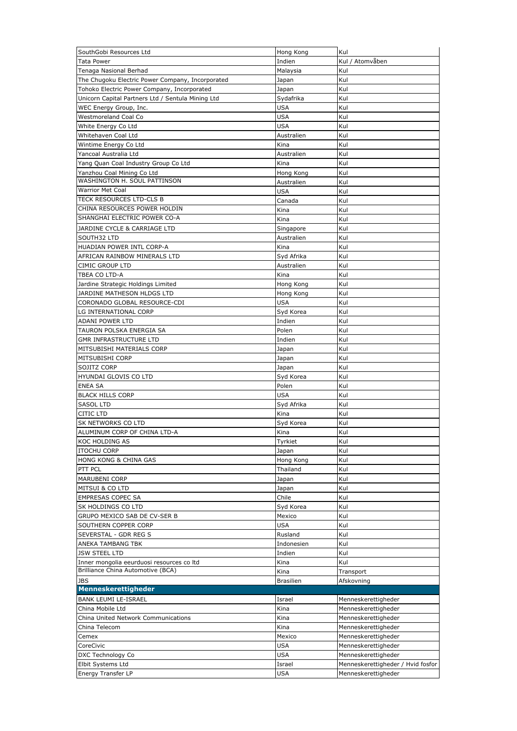| SouthGobi Resources Ltd | Hong Kong | Kul |
|---|---|---|
| Tata Power | Indien | Kul / Atomvåben |
| Tenaga Nasional Berhad | Malaysia | Kul |
| The Chugoku Electric Power Company, Incorporated | Japan | Kul |
| Tohoko Electric Power Company, Incorporated | Japan | Kul |
| Unicorn Capital Partners Ltd / Sentula Mining Ltd | Sydafrika | Kul |
| WEC Energy Group, Inc. | USA | Kul |
| Westmoreland Coal Co | USA | Kul |
| White Energy Co Ltd | USA | Kul |
| Whitehaven Coal Ltd | Australien | Kul |
| Wintime Energy Co Ltd | Kina | Kul |
| Yancoal Australia Ltd | Australien | Kul |
| Yang Quan Coal Industry Group Co Ltd | Kina | Kul |
| Yanzhou Coal Mining Co Ltd | Hong Kong | Kul |
| WASHINGTON H. SOUL PATTINSON | Australien | Kul |
| Warrior Met Coal | USA | Kul |
| TECK RESOURCES LTD-CLS B | Canada | Kul |
| CHINA RESOURCES POWER HOLDIN | Kina | Kul |
| SHANGHAI ELECTRIC POWER CO-A | Kina | Kul |
| JARDINE CYCLE & CARRIAGE LTD | Singapore | Kul |
| SOUTH32 LTD | Australien | Kul |
| HUADIAN POWER INTL CORP-A | Kina | Kul |
| AFRICAN RAINBOW MINERALS LTD | Syd Afrika | Kul |
| CIMIC GROUP LTD | Australien | Kul |
| TBEA CO LTD-A | Kina | Kul |
| Jardine Strategic Holdings Limited | Hong Kong | Kul |
| JARDINE MATHESON HLDGS LTD | Hong Kong | Kul |
| CORONADO GLOBAL RESOURCE-CDI | USA | Kul |
| LG INTERNATIONAL CORP | Syd Korea | Kul |
| ADANI POWER LTD | Indien | Kul |
| TAURON POLSKA ENERGIA SA | Polen | Kul |
| GMR INFRASTRUCTURE LTD | Indien | Kul |
| MITSUBISHI MATERIALS CORP | Japan | Kul |
| MITSUBISHI CORP | Japan | Kul |
| SOJITZ CORP | Japan | Kul |
| HYUNDAI GLOVIS CO LTD | Syd Korea | Kul |
| ENEA SA | Polen | Kul |
| BLACK HILLS CORP | USA | Kul |
| SASOL LTD | Syd Afrika | Kul |
| CITIC LTD | Kina | Kul |
| SK NETWORKS CO LTD | Syd Korea | Kul |
| ALUMINUM CORP OF CHINA LTD-A | Kina | Kul |
| KOC HOLDING AS | Tyrkiet | Kul |
| ITOCHU CORP | Japan | Kul |
| HONG KONG & CHINA GAS | Hong Kong | Kul |
| PTT PCL | Thailand | Kul |
| MARUBENI CORP | Japan | Kul |
| MITSUI & CO LTD | Japan | Kul |
| EMPRESAS COPEC SA | Chile | Kul |
| SK HOLDINGS CO LTD | Syd Korea | Kul |
| GRUPO MEXICO SAB DE CV-SER B | Mexico | Kul |
| SOUTHERN COPPER CORP | USA | Kul |
| SEVERSTAL - GDR REG S | Rusland | Kul |
| ANEKA TAMBANG TBK | Indonesien | Kul |
| JSW STEEL LTD | Indien | Kul |
| Inner mongolia eeurduosi resources co ltd | Kina | Kul |
| Brilliance China Automotive (BCA) | Kina | Transport |
| JBS | Brasilien | Afskovning |
| **Menneskerettigheder** | | |
| BANK LEUMI LE-ISRAEL | Israel | Menneskerettigheder |
| China Mobile Ltd | Kina | Menneskerettigheder |
| China United Network Communications | Kina | Menneskerettigheder |
| China Telecom | Kina | Menneskerettigheder |
| Cemex | Mexico | Menneskerettigheder |
| CoreCivic | USA | Menneskerettigheder |
| DXC Technology Co | USA | Menneskerettigheder |
| Elbit Systems Ltd | Israel | Menneskerettigheder / Hvid fosfor |
| Energy Transfer LP | USA | Menneskerettigheder |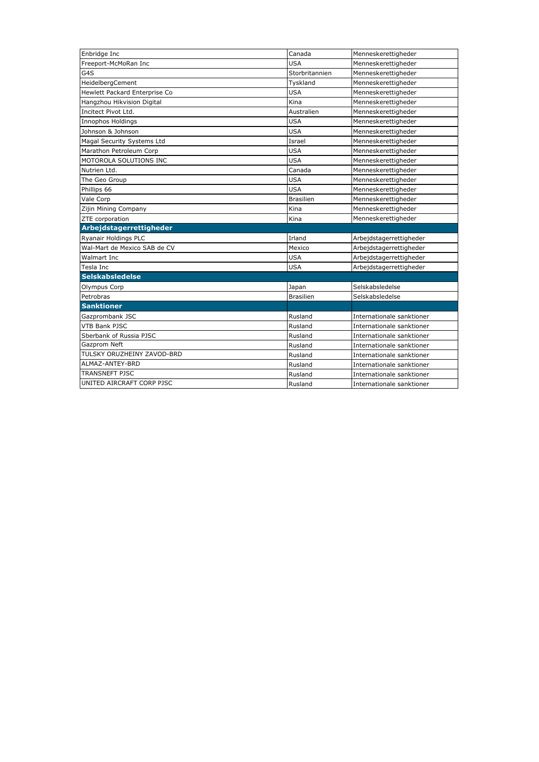| | | |
|---|---|---|
| Enbridge Inc | Canada | Menneskerettigheder |
| Freeport-McMoRan Inc | USA | Menneskerettigheder |
| G4S | Storbritannien | Menneskerettigheder |
| HeidelbergCement | Tyskland | Menneskerettigheder |
| Hewlett Packard Enterprise Co | USA | Menneskerettigheder |
| Hangzhou Hikvision Digital | Kina | Menneskerettigheder |
| Incitect Pivot Ltd. | Australien | Menneskerettigheder |
| Innophos Holdings | USA | Menneskerettigheder |
| Johnson & Johnson | USA | Menneskerettigheder |
| Magal Security Systems Ltd | Israel | Menneskerettigheder |
| Marathon Petroleum Corp | USA | Menneskerettigheder |
| MOTOROLA SOLUTIONS INC | USA | Menneskerettigheder |
| Nutrien Ltd. | Canada | Menneskerettigheder |
| The Geo Group | USA | Menneskerettigheder |
| Phillips 66 | USA | Menneskerettigheder |
| Vale Corp | Brasilien | Menneskerettigheder |
| Zijin Mining Company | Kina | Menneskerettigheder |
| ZTE corporation | Kina | Menneskerettigheder |
| **Arbejdstagerrettigheder** | | |
| Ryanair Holdings PLC | Irland | Arbejdstagerrettigheder |
| Wal-Mart de Mexico SAB de CV | Mexico | Arbejdstagerrettigheder |
| Walmart Inc | USA | Arbejdstagerrettigheder |
| Tesla Inc | USA | Arbejdstagerrettigheder |
| **Selskabsledelse** | | |
| Olympus Corp | Japan | Selskabsledelse |
| Petrobras | Brasilien | Selskabsledelse |
| **Sanktioner** | | |
| Gazprombank JSC | Rusland | Internationale sanktioner |
| VTB Bank PJSC | Rusland | Internationale sanktioner |
| Sberbank of Russia PJSC | Rusland | Internationale sanktioner |
| Gazprom Neft | Rusland | Internationale sanktioner |
| TULSKY ORUZHEINY ZAVOD-BRD | Rusland | Internationale sanktioner |
| ALMAZ-ANTEY-BRD | Rusland | Internationale sanktioner |
| TRANSNEFT PJSC | Rusland | Internationale sanktioner |
| UNITED AIRCRAFT CORP PJSC | Rusland | Internationale sanktioner |